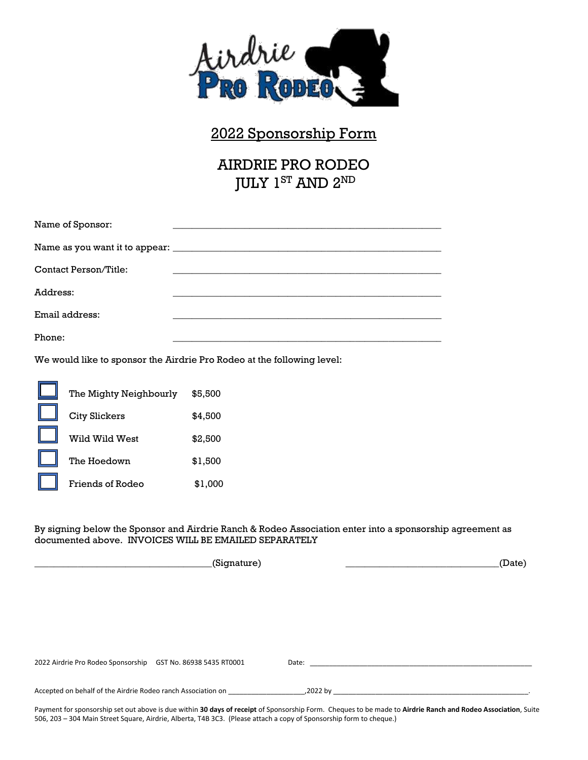## 2022 Sponsorship Form

# AIRDRIE PRO RODEO
# JULY 1ST AND 2ND

Name of Sponsor: ______________________________________________

Name as you want it to appear: ______________________________________________

Contact Person/Title: ______________________________________________

Address: ______________________________________________

Email address: ______________________________________________

Phone: ______________________________________________

We would like to sponsor the Airdrie Pro Rodeo at the following level:

- ☐ The Mighty Neighbourly $5,500
- ☐ City Slickers $4,500
- ☐ Wild Wild West $2,500
- ☐ The Hoedown $1,500
- ☐ Friends of Rodeo $1,000

By signing below the Sponsor and Airdrie Ranch & Rodeo Association enter into a sponsorship agreement as documented above. INVOICES WILL BE EMAILED SEPARATELY

______________________________(Signature) ______________________________(Date)

2022 Airdrie Pro Rodeo Sponsorship GST No. 86938 5435 RT0001 Date: ______________________________

Accepted on behalf of the Airdrie Rodeo ranch Association on ________________,2022 by ______________________________.

Payment for sponsorship set out above is due within **30 days of receipt** of Sponsorship Form. Cheques to be made to **Airdrie Ranch and Rodeo Association**, Suite 506, 203 – 304 Main Street Square, Airdrie, Alberta, T4B 3C3. (Please attach a copy of Sponsorship form to cheque.)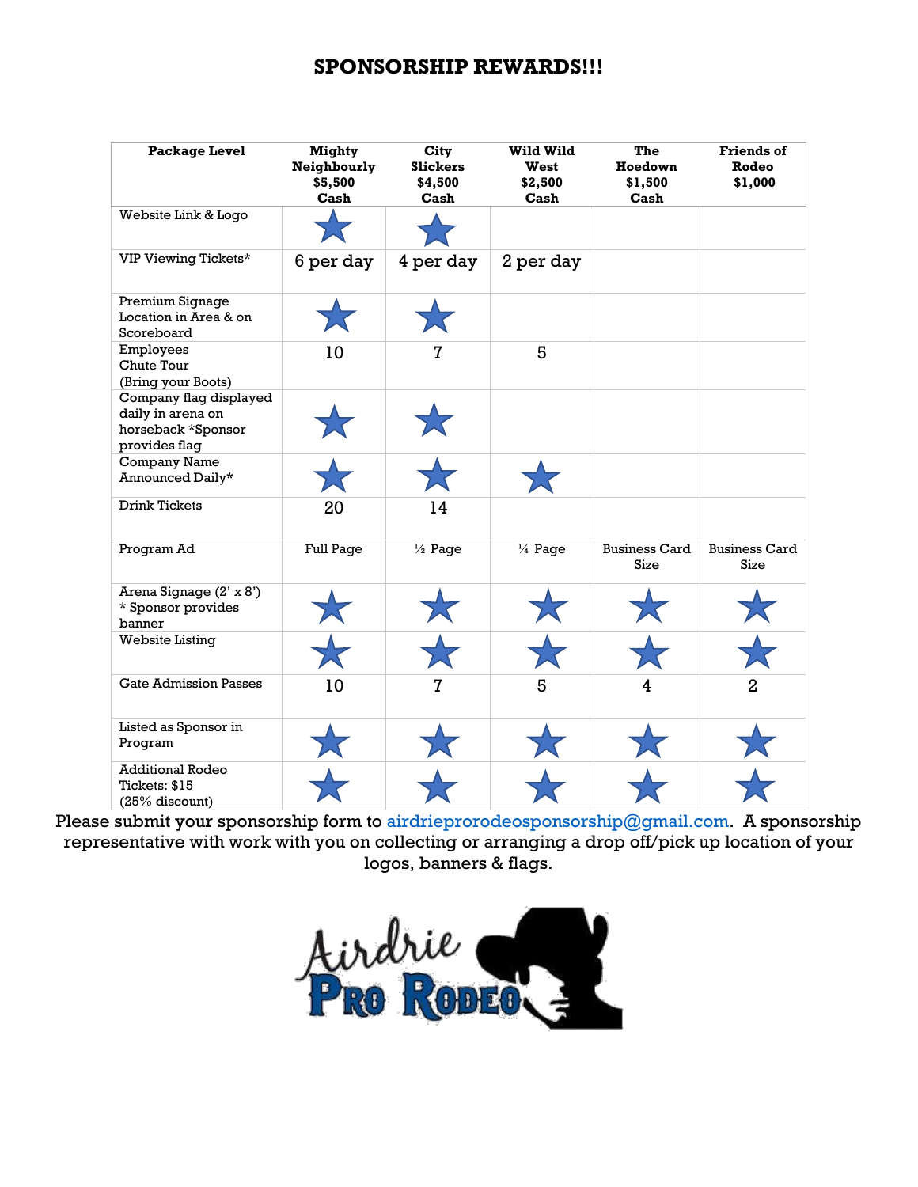# SPONSORSHIP REWARDS!!!

| Package Level | Mighty Neighbourly $5,500 Cash | City Slickers $4,500 Cash | Wild Wild West $2,500 Cash | The Hoedown $1,500 Cash | Friends of Rodeo $1,000 |
|---|---|---|---|---|---|
| Website Link & Logo | ★ | ★ | | | |
| VIP Viewing Tickets* | 6 per day | 4 per day | 2 per day | | |
| Premium Signage Location in Area & on Scoreboard | ★ | ★ | | | |
| Employees Chute Tour (Bring your Boots) | 10 | 7 | 5 | | |
| Company flag displayed daily in arena on horseback *Sponsor provides flag | ★ | ★ | | | |
| Company Name Announced Daily* | ★ | ★ | ★ | | |
| Drink Tickets | 20 | 14 | | | |
| Program Ad | Full Page | ½ Page | ¼ Page | Business Card Size | Business Card Size |
| Arena Signage (2' x 8') * Sponsor provides banner | ★ | ★ | ★ | ★ | ★ |
| Website Listing | ★ | ★ | ★ | ★ | ★ |
| Gate Admission Passes | 10 | 7 | 5 | 4 | 2 |
| Listed as Sponsor in Program | ★ | ★ | ★ | ★ | ★ |
| Additional Rodeo Tickets: $15 (25% discount) | ★ | ★ | ★ | ★ | ★ |

Please submit your sponsorship form to airdrieprorodeosponsorship@gmail.com. A sponsorship representative with work with you on collecting or arranging a drop off/pick up location of your logos, banners & flags.

Airdrie Pro Rodeo